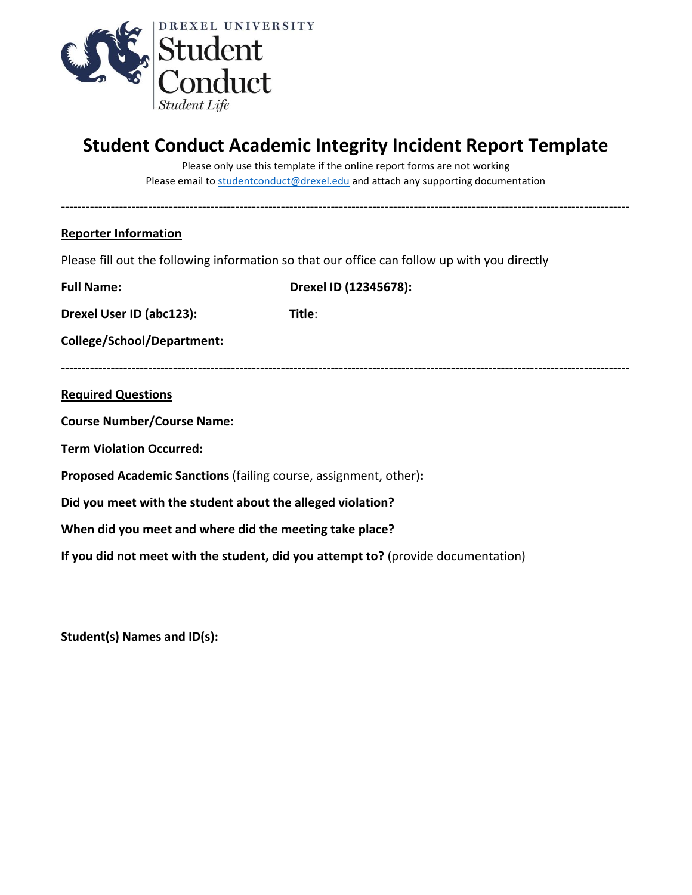DREXEL UNIVERSITY
Student Conduct
*Student Life*

# Student Conduct Academic Integrity Incident Report Template

Please only use this template if the online report forms are not working
Please email to studentconduct@drexel.edu and attach any supporting documentation

---

## Reporter Information

Please fill out the following information so that our office can follow up with you directly

**Full Name:** **Drexel ID (12345678):**

**Drexel User ID (abc123):** **Title**:

**College/School/Department:**

---

## Required Questions

**Course Number/Course Name:**

**Term Violation Occurred:**

**Proposed Academic Sanctions** (failing course, assignment, other)**:**

**Did you meet with the student about the alleged violation?**

**When did you meet and where did the meeting take place?**

**If you did not meet with the student, did you attempt to?** (provide documentation)

**Student(s) Names and ID(s):**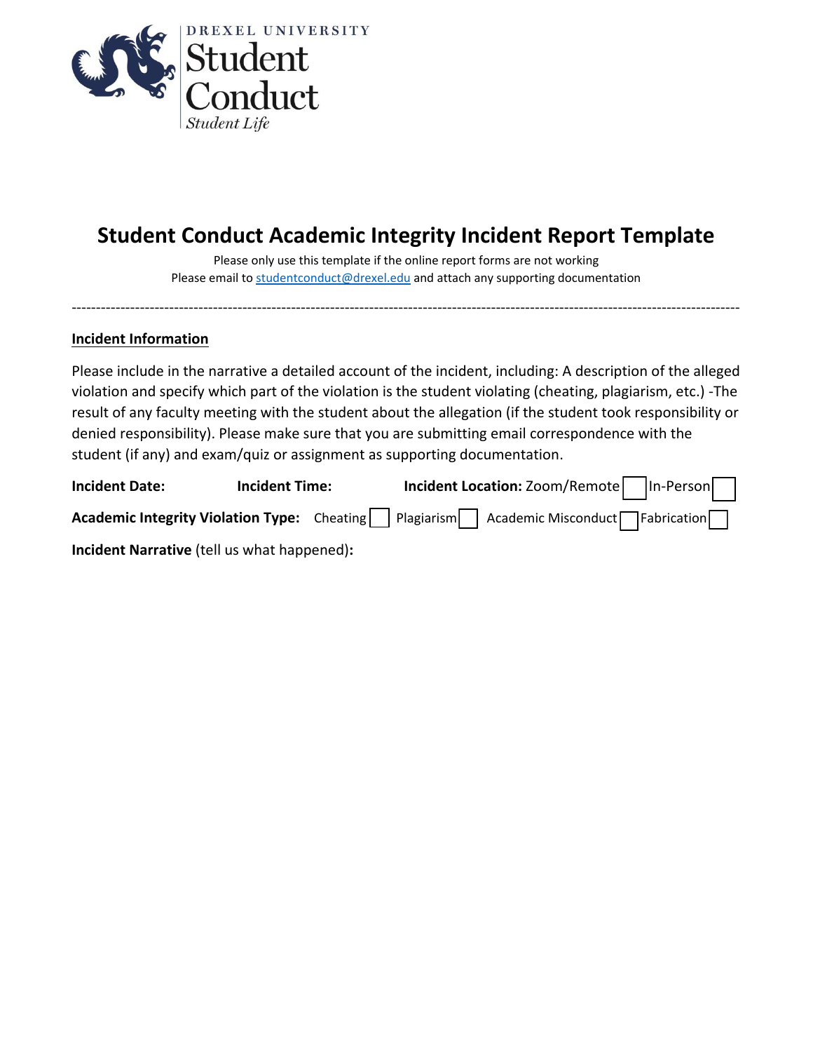DREXEL UNIVERSITY
Student
Conduct
*Student Life*

# Student Conduct Academic Integrity Incident Report Template

Please only use this template if the online report forms are not working
Please email to studentconduct@drexel.edu and attach any supporting documentation

---

**Incident Information**

Please include in the narrative a detailed account of the incident, including: A description of the alleged violation and specify which part of the violation is the student violating (cheating, plagiarism, etc.) -The result of any faculty meeting with the student about the allegation (if the student took responsibility or denied responsibility). Please make sure that you are submitting email correspondence with the student (if any) and exam/quiz or assignment as supporting documentation.

**Incident Date:** **Incident Time:** **Incident Location:** Zoom/Remote ☐ In-Person ☐

**Academic Integrity Violation Type:** Cheating ☐ Plagiarism ☐ Academic Misconduct ☐ Fabrication ☐

**Incident Narrative** (tell us what happened)**:**